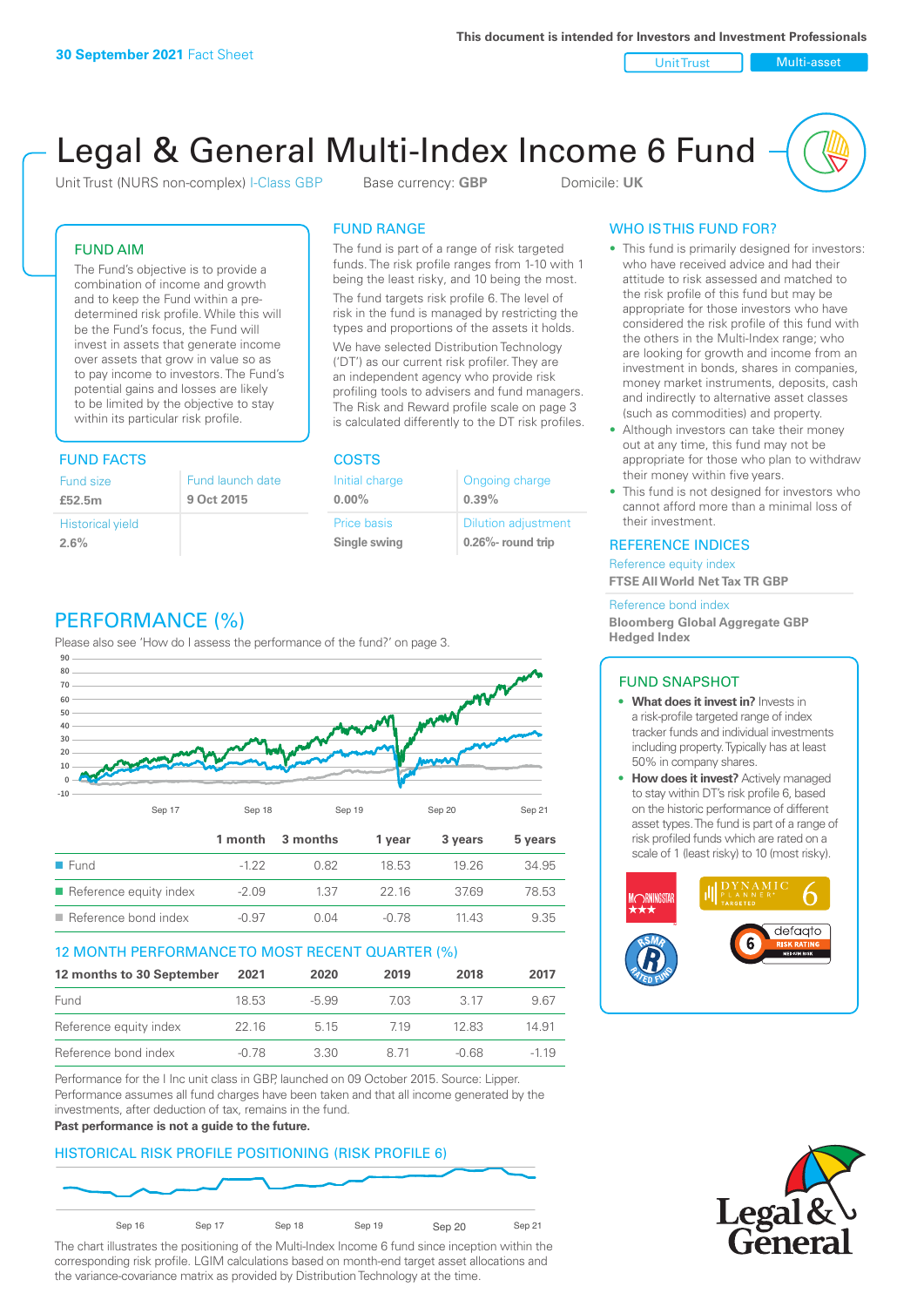**30 September 2021** Fact Sheet

This document is intended for Investors and Investment Professionals

Unit Trust | Multi-asset

# Legal & General Multi-Index Income 6 Fund

Unit Trust (NURS non-complex) I-Class GBP    Base currency: **GBP**    Domicile: **UK**

## FUND AIM

The Fund's objective is to provide a combination of income and growth and to keep the Fund within a pre-determined risk profile. While this will be the Fund's focus, the Fund will invest in assets that generate income over assets that grow in value so as to pay income to investors. The Fund's potential gains and losses are likely to be limited by the objective to stay within its particular risk profile.

## FUND RANGE

The fund is part of a range of risk targeted funds. The risk profile ranges from 1-10 with 1 being the least risky, and 10 being the most.

The fund targets risk profile 6. The level of risk in the fund is managed by restricting the types and proportions of the assets it holds.

We have selected Distribution Technology ('DT') as our current risk profiler. They are an independent agency who provide risk profiling tools to advisers and fund managers. The Risk and Reward profile scale on page 3 is calculated differently to the DT risk profiles.

## WHO IS THIS FUND FOR?

- This fund is primarily designed for investors: who have received advice and had their attitude to risk assessed and matched to the risk profile of this fund but may be appropriate for those investors who have considered the risk profile of this fund with the others in the Multi-Index range; who are looking for growth and income from an investment in bonds, shares in companies, money market instruments, deposits, cash and indirectly to alternative asset classes (such as commodities) and property.
- Although investors can take their money out at any time, this fund may not be appropriate for those who plan to withdraw their money within five years.
- This fund is not designed for investors who cannot afford more than a minimal loss of their investment.

## FUND FACTS

| Fund size | Fund launch date |
|---|---|
| **£52.5m** | **9 Oct 2015** |
| Historical yield | |
| **2.6%** | |

## COSTS

| Initial charge | Ongoing charge |
|---|---|
| **0.00%** | **0.39%** |
| Price basis | Dilution adjustment |
| **Single swing** | **0.26%- round trip** |

## REFERENCE INDICES

Reference equity index
**FTSE All World Net Tax TR GBP**

Reference bond index
**Bloomberg Global Aggregate GBP Hedged Index**

## PERFORMANCE (%)

Please also see 'How do I assess the performance of the fund?' on page 3.

| | 1 month | 3 months | 1 year | 3 years | 5 years |
|---|---|---|---|---|---|
| Fund | -1.22 | 0.82 | 18.53 | 19.26 | 34.95 |
| Reference equity index | -2.09 | 1.37 | 22.16 | 37.69 | 78.53 |
| Reference bond index | -0.97 | 0.04 | -0.78 | 11.43 | 9.35 |

## 12 MONTH PERFORMANCE TO MOST RECENT QUARTER (%)

| 12 months to 30 September | 2021 | 2020 | 2019 | 2018 | 2017 |
|---|---|---|---|---|---|
| Fund | 18.53 | -5.99 | 7.03 | 3.17 | 9.67 |
| Reference equity index | 22.16 | 5.15 | 7.19 | 12.83 | 14.91 |
| Reference bond index | -0.78 | 3.30 | 8.71 | -0.68 | -1.19 |

Performance for the I Inc unit class in GBP, launched on 09 October 2015. Source: Lipper. Performance assumes all fund charges have been taken and that all income generated by the investments, after deduction of tax, remains in the fund.

**Past performance is not a guide to the future.**

## FUND SNAPSHOT

- **What does it invest in?** Invests in a risk-profile targeted range of index tracker funds and individual investments including property. Typically has at least 50% in company shares.
- **How does it invest?** Actively managed to stay within DT's risk profile 6, based on the historic performance of different asset types. The fund is part of a range of risk profiled funds which are rated on a scale of 1 (least risky) to 10 (most risky).

## HISTORICAL RISK PROFILE POSITIONING (RISK PROFILE 6)

The chart illustrates the positioning of the Multi-Index Income 6 fund since inception within the corresponding risk profile. LGIM calculations based on month-end target asset allocations and the variance-covariance matrix as provided by Distribution Technology at the time.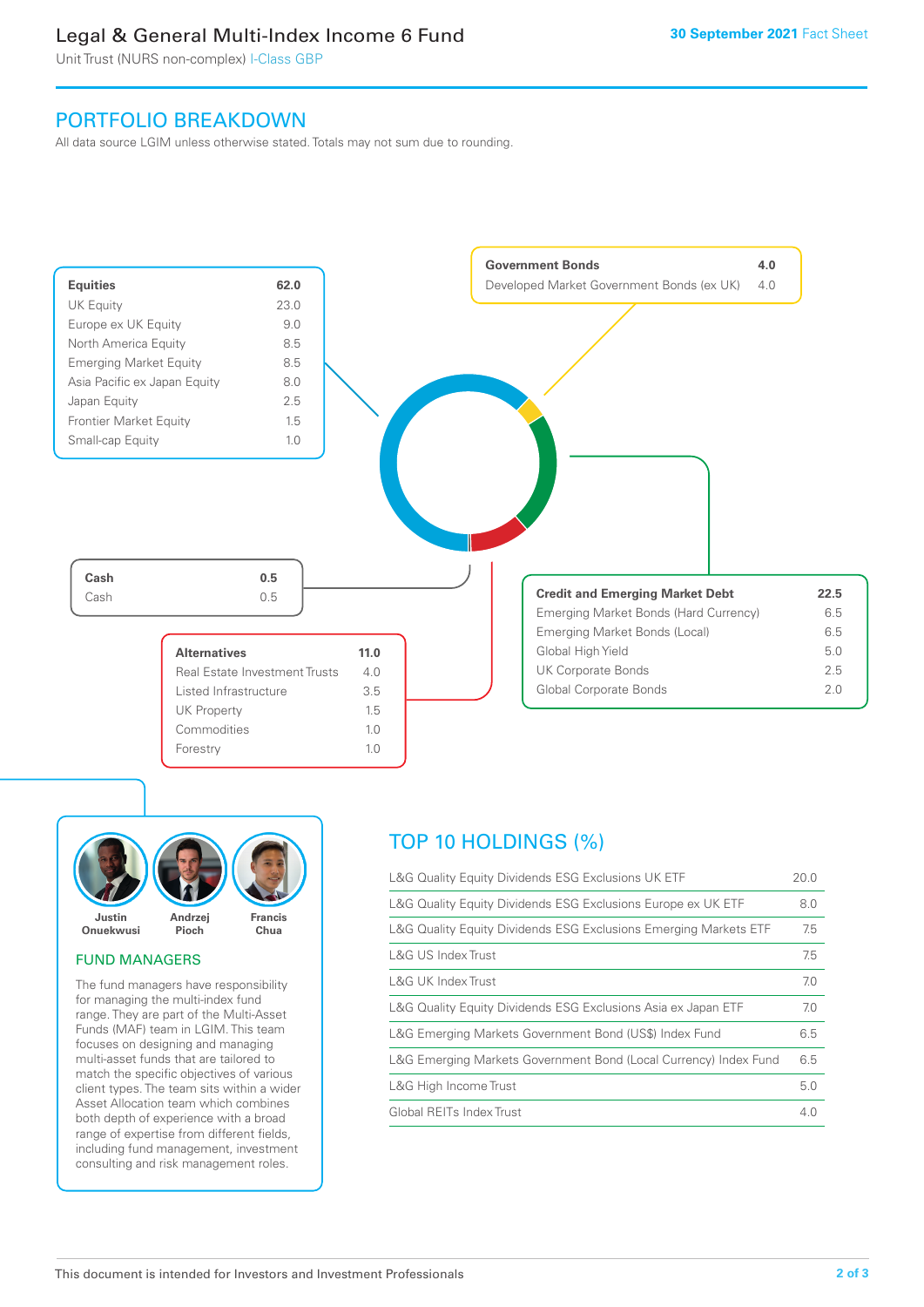# Legal & General Multi-Index Income 6 Fund

Unit Trust (NURS non-complex) I-Class GBP

30 September 2021 Fact Sheet

## PORTFOLIO BREAKDOWN

All data source LGIM unless otherwise stated. Totals may not sum due to rounding.

| Equities | 62.0 |
|---|---|
| UK Equity | 23.0 |
| Europe ex UK Equity | 9.0 |
| North America Equity | 8.5 |
| Emerging Market Equity | 8.5 |
| Asia Pacific ex Japan Equity | 8.0 |
| Japan Equity | 2.5 |
| Frontier Market Equity | 1.5 |
| Small-cap Equity | 1.0 |

| Government Bonds | 4.0 |
|---|---|
| Developed Market Government Bonds (ex UK) | 4.0 |

| Credit and Emerging Market Debt | 22.5 |
|---|---|
| Emerging Market Bonds (Hard Currency) | 6.5 |
| Emerging Market Bonds (Local) | 6.5 |
| Global High Yield | 5.0 |
| UK Corporate Bonds | 2.5 |
| Global Corporate Bonds | 2.0 |

| Cash | 0.5 |
|---|---|
| Cash | 0.5 |

| Alternatives | 11.0 |
|---|---|
| Real Estate Investment Trusts | 4.0 |
| Listed Infrastructure | 3.5 |
| UK Property | 1.5 |
| Commodities | 1.0 |
| Forestry | 1.0 |

Justin Onuekwusi · Andrzej Pioch · Francis Chua

### FUND MANAGERS

The fund managers have responsibility for managing the multi-index fund range. They are part of the Multi-Asset Funds (MAF) team in LGIM. This team focuses on designing and managing multi-asset funds that are tailored to match the specific objectives of various client types. The team sits within a wider Asset Allocation team which combines both depth of experience with a broad range of expertise from different fields, including fund management, investment consulting and risk management roles.

## TOP 10 HOLDINGS (%)

| Holding | % |
|---|---|
| L&G Quality Equity Dividends ESG Exclusions UK ETF | 20.0 |
| L&G Quality Equity Dividends ESG Exclusions Europe ex UK ETF | 8.0 |
| L&G Quality Equity Dividends ESG Exclusions Emerging Markets ETF | 7.5 |
| L&G US Index Trust | 7.5 |
| L&G UK Index Trust | 7.0 |
| L&G Quality Equity Dividends ESG Exclusions Asia ex Japan ETF | 7.0 |
| L&G Emerging Markets Government Bond (US$) Index Fund | 6.5 |
| L&G Emerging Markets Government Bond (Local Currency) Index Fund | 6.5 |
| L&G High Income Trust | 5.0 |
| Global REITs Index Trust | 4.0 |

This document is intended for Investors and Investment Professionals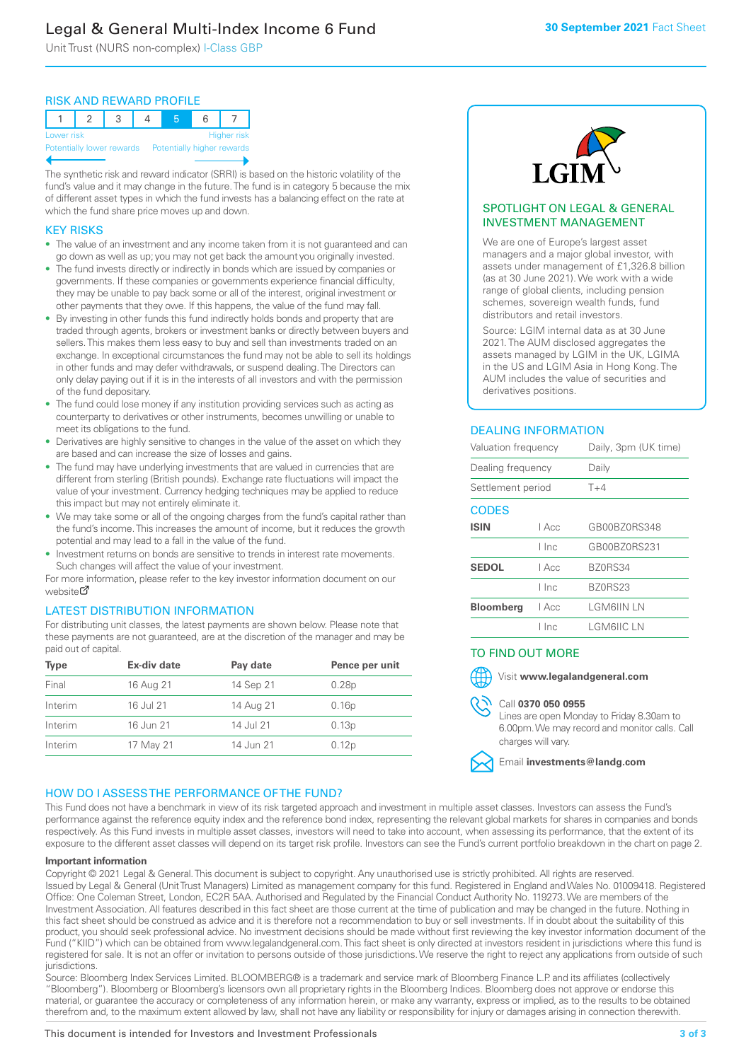# Legal & General Multi-Index Income 6 Fund

Unit Trust (NURS non-complex) I-Class GBP

**30 September 2021** Fact Sheet

## RISK AND REWARD PROFILE

| 1 | 2 | 3 | 4 | 5 | 6 | 7 |
|---|---|---|---|---|---|---|

Lower risk — Higher risk

Potentially lower rewards — Potentially higher rewards

The synthetic risk and reward indicator (SRRI) is based on the historic volatility of the fund's value and it may change in the future. The fund is in category 5 because the mix of different asset types in which the fund invests has a balancing effect on the rate at which the fund share price moves up and down.

## KEY RISKS

- The value of an investment and any income taken from it is not guaranteed and can go down as well as up; you may not get back the amount you originally invested.
- The fund invests directly or indirectly in bonds which are issued by companies or governments. If these companies or governments experience financial difficulty, they may be unable to pay back some or all of the interest, original investment or other payments that they owe. If this happens, the value of the fund may fall.
- By investing in other funds this fund indirectly holds bonds and property that are traded through agents, brokers or investment banks or directly between buyers and sellers. This makes them less easy to buy and sell than investments traded on an exchange. In exceptional circumstances the fund may not be able to sell its holdings in other funds and may defer withdrawals, or suspend dealing. The Directors can only delay paying out if it is in the interests of all investors and with the permission of the fund depositary.
- The fund could lose money if any institution providing services such as acting as counterparty to derivatives or other instruments, becomes unwilling or unable to meet its obligations to the fund.
- Derivatives are highly sensitive to changes in the value of the asset on which they are based and can increase the size of losses and gains.
- The fund may have underlying investments that are valued in currencies that are different from sterling (British pounds). Exchange rate fluctuations will impact the value of your investment. Currency hedging techniques may be applied to reduce this impact but may not entirely eliminate it.
- We may take some or all of the ongoing charges from the fund's capital rather than the fund's income. This increases the amount of income, but it reduces the growth potential and may lead to a fall in the value of the fund.
- Investment returns on bonds are sensitive to trends in interest rate movements. Such changes will affect the value of your investment.

For more information, please refer to the key investor information document on our website

## LATEST DISTRIBUTION INFORMATION

For distributing unit classes, the latest payments are shown below. Please note that these payments are not guaranteed, are at the discretion of the manager and may be paid out of capital.

| Type | Ex-div date | Pay date | Pence per unit |
|---|---|---|---|
| Final | 16 Aug 21 | 14 Sep 21 | 0.28p |
| Interim | 16 Jul 21 | 14 Aug 21 | 0.16p |
| Interim | 16 Jun 21 | 14 Jul 21 | 0.13p |
| Interim | 17 May 21 | 14 Jun 21 | 0.12p |

## SPOTLIGHT ON LEGAL & GENERAL INVESTMENT MANAGEMENT

We are one of Europe's largest asset managers and a major global investor, with assets under management of £1,326.8 billion (as at 30 June 2021). We work with a wide range of global clients, including pension schemes, sovereign wealth funds, fund distributors and retail investors.

Source: LGIM internal data as at 30 June 2021. The AUM disclosed aggregates the assets managed by LGIM in the UK, LGIMA in the US and LGIM Asia in Hong Kong. The AUM includes the value of securities and derivatives positions.

## DEALING INFORMATION

| | |
|---|---|
| Valuation frequency | Daily, 3pm (UK time) |
| Dealing frequency | Daily |
| Settlement period | T+4 |

## CODES

| | | |
|---|---|---|
| **ISIN** | I Acc | GB00BZ0RS348 |
| | I Inc | GB00BZ0RS231 |
| **SEDOL** | I Acc | BZ0RS34 |
| | I Inc | BZ0RS23 |
| **Bloomberg** | I Acc | LGM6IIN LN |
| | I Inc | LGM6IIC LN |

## TO FIND OUT MORE

Visit **www.legalandgeneral.com**

Call **0370 050 0955**
Lines are open Monday to Friday 8.30am to 6.00pm. We may record and monitor calls. Call charges will vary.

Email **investments@landg.com**

## HOW DO I ASSESS THE PERFORMANCE OF THE FUND?

This Fund does not have a benchmark in view of its risk targeted approach and investment in multiple asset classes. Investors can assess the Fund's performance against the reference equity index and the reference bond index, representing the relevant global markets for shares in companies and bonds respectively. As this Fund invests in multiple asset classes, investors will need to take into account, when assessing its performance, that the extent of its exposure to the different asset classes will depend on its target risk profile. Investors can see the Fund's current portfolio breakdown in the chart on page 2.

**Important information**

Copyright © 2021 Legal & General. This document is subject to copyright. Any unauthorised use is strictly prohibited. All rights are reserved.
Issued by Legal & General (Unit Trust Managers) Limited as management company for this fund. Registered in England and Wales No. 01009418. Registered Office: One Coleman Street, London, EC2R 5AA. Authorised and Regulated by the Financial Conduct Authority No. 119273. We are members of the Investment Association. All features described in this fact sheet are those current at the time of publication and may be changed in the future. Nothing in this fact sheet should be construed as advice and it is therefore not a recommendation to buy or sell investments. If in doubt about the suitability of this product, you should seek professional advice. No investment decisions should be made without first reviewing the key investor information document of the Fund ("KIID") which can be obtained from www.legalandgeneral.com. This fact sheet is only directed at investors resident in jurisdictions where this fund is registered for sale. It is not an offer or invitation to persons outside of those jurisdictions. We reserve the right to reject any applications from outside of such jurisdictions.
Source: Bloomberg Index Services Limited. BLOOMBERG® is a trademark and service mark of Bloomberg Finance L.P. and its affiliates (collectively "Bloomberg"). Bloomberg or Bloomberg's licensors own all proprietary rights in the Bloomberg Indices. Bloomberg does not approve or endorse this material, or guarantee the accuracy or completeness of any information herein, or make any warranty, express or implied, as to the results to be obtained therefrom and, to the maximum extent allowed by law, shall not have any liability or responsibility for injury or damages arising in connection therewith.

This document is intended for Investors and Investment Professionals